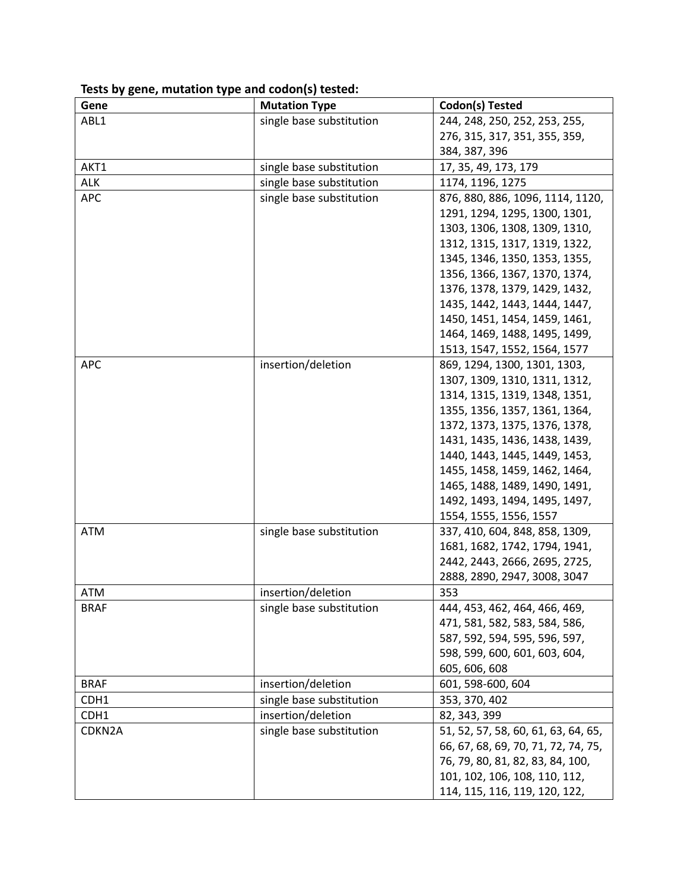**Tests by gene, mutation type and codon(s) tested:**

| Gene | Mutation Type | Codon(s) Tested |
|---|---|---|
| ABL1 | single base substitution | 244, 248, 250, 252, 253, 255, 276, 315, 317, 351, 355, 359, 384, 387, 396 |
| AKT1 | single base substitution | 17, 35, 49, 173, 179 |
| ALK | single base substitution | 1174, 1196, 1275 |
| APC | single base substitution | 876, 880, 886, 1096, 1114, 1120, 1291, 1294, 1295, 1300, 1301, 1303, 1306, 1308, 1309, 1310, 1312, 1315, 1317, 1319, 1322, 1345, 1346, 1350, 1353, 1355, 1356, 1366, 1367, 1370, 1374, 1376, 1378, 1379, 1429, 1432, 1435, 1442, 1443, 1444, 1447, 1450, 1451, 1454, 1459, 1461, 1464, 1469, 1488, 1495, 1499, 1513, 1547, 1552, 1564, 1577 |
| APC | insertion/deletion | 869, 1294, 1300, 1301, 1303, 1307, 1309, 1310, 1311, 1312, 1314, 1315, 1319, 1348, 1351, 1355, 1356, 1357, 1361, 1364, 1372, 1373, 1375, 1376, 1378, 1431, 1435, 1436, 1438, 1439, 1440, 1443, 1445, 1449, 1453, 1455, 1458, 1459, 1462, 1464, 1465, 1488, 1489, 1490, 1491, 1492, 1493, 1494, 1495, 1497, 1554, 1555, 1556, 1557 |
| ATM | single base substitution | 337, 410, 604, 848, 858, 1309, 1681, 1682, 1742, 1794, 1941, 2442, 2443, 2666, 2695, 2725, 2888, 2890, 2947, 3008, 3047 |
| ATM | insertion/deletion | 353 |
| BRAF | single base substitution | 444, 453, 462, 464, 466, 469, 471, 581, 582, 583, 584, 586, 587, 592, 594, 595, 596, 597, 598, 599, 600, 601, 603, 604, 605, 606, 608 |
| BRAF | insertion/deletion | 601, 598-600, 604 |
| CDH1 | single base substitution | 353, 370, 402 |
| CDH1 | insertion/deletion | 82, 343, 399 |
| CDKN2A | single base substitution | 51, 52, 57, 58, 60, 61, 63, 64, 65, 66, 67, 68, 69, 70, 71, 72, 74, 75, 76, 79, 80, 81, 82, 83, 84, 100, 101, 102, 106, 108, 110, 112, 114, 115, 116, 119, 120, 122, |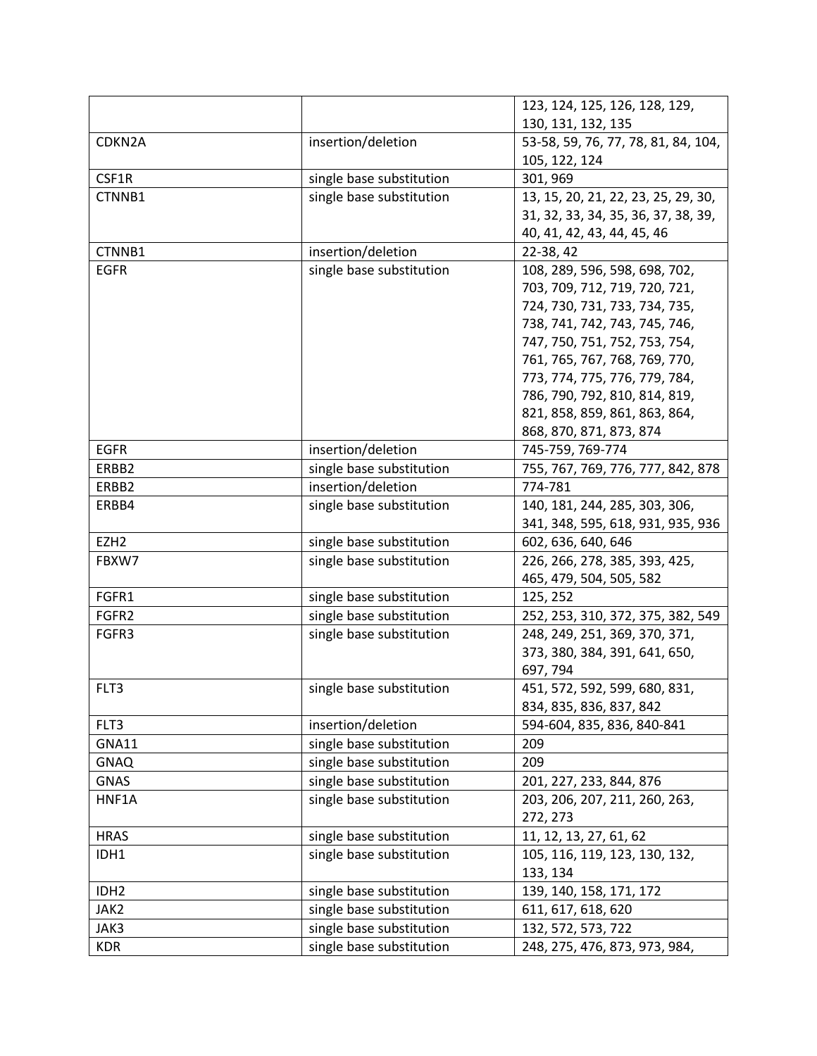| | | |
|---|---|---|
| | | 123, 124, 125, 126, 128, 129, 130, 131, 132, 135 |
| CDKN2A | insertion/deletion | 53-58, 59, 76, 77, 78, 81, 84, 104, 105, 122, 124 |
| CSF1R | single base substitution | 301, 969 |
| CTNNB1 | single base substitution | 13, 15, 20, 21, 22, 23, 25, 29, 30, 31, 32, 33, 34, 35, 36, 37, 38, 39, 40, 41, 42, 43, 44, 45, 46 |
| CTNNB1 | insertion/deletion | 22-38, 42 |
| EGFR | single base substitution | 108, 289, 596, 598, 698, 702, 703, 709, 712, 719, 720, 721, 724, 730, 731, 733, 734, 735, 738, 741, 742, 743, 745, 746, 747, 750, 751, 752, 753, 754, 761, 765, 767, 768, 769, 770, 773, 774, 775, 776, 779, 784, 786, 790, 792, 810, 814, 819, 821, 858, 859, 861, 863, 864, 868, 870, 871, 873, 874 |
| EGFR | insertion/deletion | 745-759, 769-774 |
| ERBB2 | single base substitution | 755, 767, 769, 776, 777, 842, 878 |
| ERBB2 | insertion/deletion | 774-781 |
| ERBB4 | single base substitution | 140, 181, 244, 285, 303, 306, 341, 348, 595, 618, 931, 935, 936 |
| EZH2 | single base substitution | 602, 636, 640, 646 |
| FBXW7 | single base substitution | 226, 266, 278, 385, 393, 425, 465, 479, 504, 505, 582 |
| FGFR1 | single base substitution | 125, 252 |
| FGFR2 | single base substitution | 252, 253, 310, 372, 375, 382, 549 |
| FGFR3 | single base substitution | 248, 249, 251, 369, 370, 371, 373, 380, 384, 391, 641, 650, 697, 794 |
| FLT3 | single base substitution | 451, 572, 592, 599, 680, 831, 834, 835, 836, 837, 842 |
| FLT3 | insertion/deletion | 594-604, 835, 836, 840-841 |
| GNA11 | single base substitution | 209 |
| GNAQ | single base substitution | 209 |
| GNAS | single base substitution | 201, 227, 233, 844, 876 |
| HNF1A | single base substitution | 203, 206, 207, 211, 260, 263, 272, 273 |
| HRAS | single base substitution | 11, 12, 13, 27, 61, 62 |
| IDH1 | single base substitution | 105, 116, 119, 123, 130, 132, 133, 134 |
| IDH2 | single base substitution | 139, 140, 158, 171, 172 |
| JAK2 | single base substitution | 611, 617, 618, 620 |
| JAK3 | single base substitution | 132, 572, 573, 722 |
| KDR | single base substitution | 248, 275, 476, 873, 973, 984, |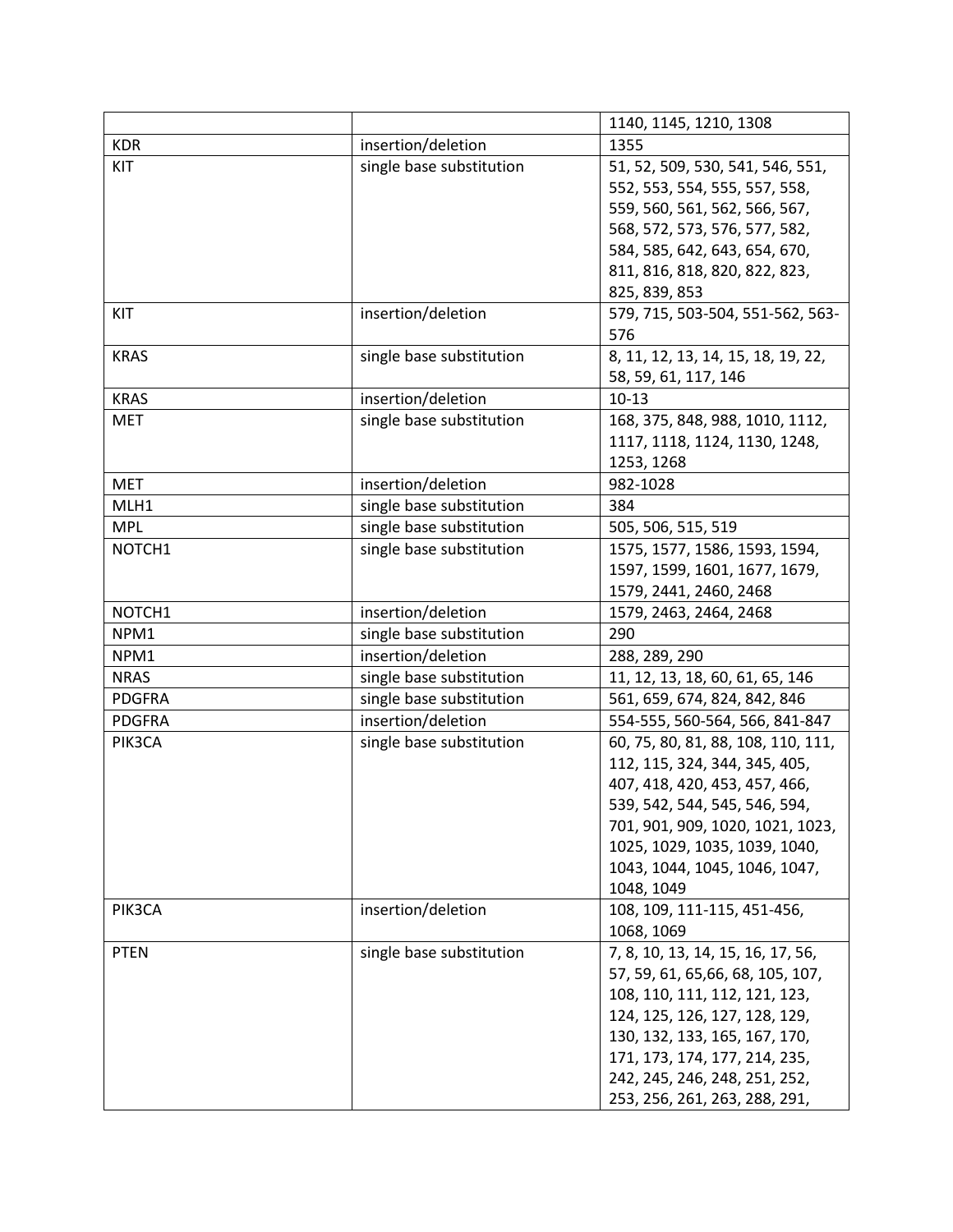| | | 1140, 1145, 1210, 1308 |
|---|---|---|
| KDR | insertion/deletion | 1355 |
| KIT | single base substitution | 51, 52, 509, 530, 541, 546, 551, 552, 553, 554, 555, 557, 558, 559, 560, 561, 562, 566, 567, 568, 572, 573, 576, 577, 582, 584, 585, 642, 643, 654, 670, 811, 816, 818, 820, 822, 823, 825, 839, 853 |
| KIT | insertion/deletion | 579, 715, 503-504, 551-562, 563-576 |
| KRAS | single base substitution | 8, 11, 12, 13, 14, 15, 18, 19, 22, 58, 59, 61, 117, 146 |
| KRAS | insertion/deletion | 10-13 |
| MET | single base substitution | 168, 375, 848, 988, 1010, 1112, 1117, 1118, 1124, 1130, 1248, 1253, 1268 |
| MET | insertion/deletion | 982-1028 |
| MLH1 | single base substitution | 384 |
| MPL | single base substitution | 505, 506, 515, 519 |
| NOTCH1 | single base substitution | 1575, 1577, 1586, 1593, 1594, 1597, 1599, 1601, 1677, 1679, 1579, 2441, 2460, 2468 |
| NOTCH1 | insertion/deletion | 1579, 2463, 2464, 2468 |
| NPM1 | single base substitution | 290 |
| NPM1 | insertion/deletion | 288, 289, 290 |
| NRAS | single base substitution | 11, 12, 13, 18, 60, 61, 65, 146 |
| PDGFRA | single base substitution | 561, 659, 674, 824, 842, 846 |
| PDGFRA | insertion/deletion | 554-555, 560-564, 566, 841-847 |
| PIK3CA | single base substitution | 60, 75, 80, 81, 88, 108, 110, 111, 112, 115, 324, 344, 345, 405, 407, 418, 420, 453, 457, 466, 539, 542, 544, 545, 546, 594, 701, 901, 909, 1020, 1021, 1023, 1025, 1029, 1035, 1039, 1040, 1043, 1044, 1045, 1046, 1047, 1048, 1049 |
| PIK3CA | insertion/deletion | 108, 109, 111-115, 451-456, 1068, 1069 |
| PTEN | single base substitution | 7, 8, 10, 13, 14, 15, 16, 17, 56, 57, 59, 61, 65,66, 68, 105, 107, 108, 110, 111, 112, 121, 123, 124, 125, 126, 127, 128, 129, 130, 132, 133, 165, 167, 170, 171, 173, 174, 177, 214, 235, 242, 245, 246, 248, 251, 252, 253, 256, 261, 263, 288, 291, |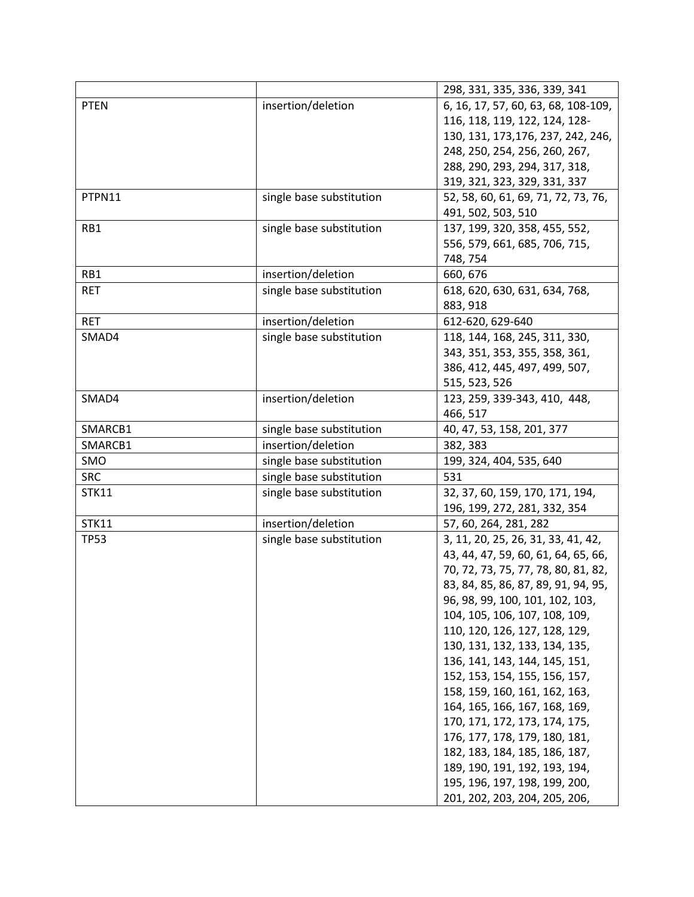| | | 298, 331, 335, 336, 339, 341 |
|---|---|---|
| PTEN | insertion/deletion | 6, 16, 17, 57, 60, 63, 68, 108-109, 116, 118, 119, 122, 124, 128-130, 131, 173,176, 237, 242, 246, 248, 250, 254, 256, 260, 267, 288, 290, 293, 294, 317, 318, 319, 321, 323, 329, 331, 337 |
| PTPN11 | single base substitution | 52, 58, 60, 61, 69, 71, 72, 73, 76, 491, 502, 503, 510 |
| RB1 | single base substitution | 137, 199, 320, 358, 455, 552, 556, 579, 661, 685, 706, 715, 748, 754 |
| RB1 | insertion/deletion | 660, 676 |
| RET | single base substitution | 618, 620, 630, 631, 634, 768, 883, 918 |
| RET | insertion/deletion | 612-620, 629-640 |
| SMAD4 | single base substitution | 118, 144, 168, 245, 311, 330, 343, 351, 353, 355, 358, 361, 386, 412, 445, 497, 499, 507, 515, 523, 526 |
| SMAD4 | insertion/deletion | 123, 259, 339-343, 410, 448, 466, 517 |
| SMARCB1 | single base substitution | 40, 47, 53, 158, 201, 377 |
| SMARCB1 | insertion/deletion | 382, 383 |
| SMO | single base substitution | 199, 324, 404, 535, 640 |
| SRC | single base substitution | 531 |
| STK11 | single base substitution | 32, 37, 60, 159, 170, 171, 194, 196, 199, 272, 281, 332, 354 |
| STK11 | insertion/deletion | 57, 60, 264, 281, 282 |
| TP53 | single base substitution | 3, 11, 20, 25, 26, 31, 33, 41, 42, 43, 44, 47, 59, 60, 61, 64, 65, 66, 70, 72, 73, 75, 77, 78, 80, 81, 82, 83, 84, 85, 86, 87, 89, 91, 94, 95, 96, 98, 99, 100, 101, 102, 103, 104, 105, 106, 107, 108, 109, 110, 120, 126, 127, 128, 129, 130, 131, 132, 133, 134, 135, 136, 141, 143, 144, 145, 151, 152, 153, 154, 155, 156, 157, 158, 159, 160, 161, 162, 163, 164, 165, 166, 167, 168, 169, 170, 171, 172, 173, 174, 175, 176, 177, 178, 179, 180, 181, 182, 183, 184, 185, 186, 187, 189, 190, 191, 192, 193, 194, 195, 196, 197, 198, 199, 200, 201, 202, 203, 204, 205, 206, |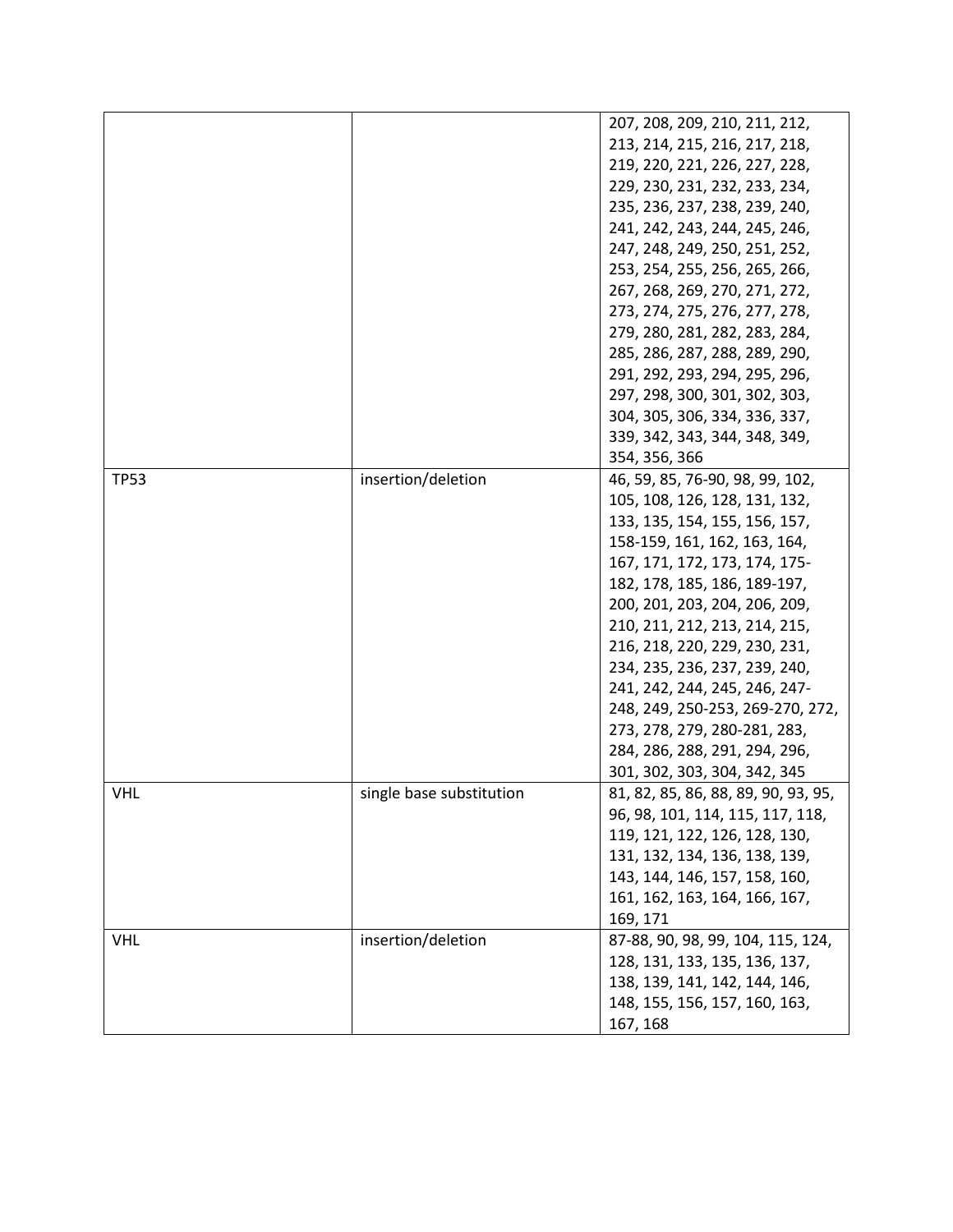| | | |
|---|---|---|
| | | 207, 208, 209, 210, 211, 212, 213, 214, 215, 216, 217, 218, 219, 220, 221, 226, 227, 228, 229, 230, 231, 232, 233, 234, 235, 236, 237, 238, 239, 240, 241, 242, 243, 244, 245, 246, 247, 248, 249, 250, 251, 252, 253, 254, 255, 256, 265, 266, 267, 268, 269, 270, 271, 272, 273, 274, 275, 276, 277, 278, 279, 280, 281, 282, 283, 284, 285, 286, 287, 288, 289, 290, 291, 292, 293, 294, 295, 296, 297, 298, 300, 301, 302, 303, 304, 305, 306, 334, 336, 337, 339, 342, 343, 344, 348, 349, 354, 356, 366 |
| TP53 | insertion/deletion | 46, 59, 85, 76-90, 98, 99, 102, 105, 108, 126, 128, 131, 132, 133, 135, 154, 155, 156, 157, 158-159, 161, 162, 163, 164, 167, 171, 172, 173, 174, 175-182, 178, 185, 186, 189-197, 200, 201, 203, 204, 206, 209, 210, 211, 212, 213, 214, 215, 216, 218, 220, 229, 230, 231, 234, 235, 236, 237, 239, 240, 241, 242, 244, 245, 246, 247-248, 249, 250-253, 269-270, 272, 273, 278, 279, 280-281, 283, 284, 286, 288, 291, 294, 296, 301, 302, 303, 304, 342, 345 |
| VHL | single base substitution | 81, 82, 85, 86, 88, 89, 90, 93, 95, 96, 98, 101, 114, 115, 117, 118, 119, 121, 122, 126, 128, 130, 131, 132, 134, 136, 138, 139, 143, 144, 146, 157, 158, 160, 161, 162, 163, 164, 166, 167, 169, 171 |
| VHL | insertion/deletion | 87-88, 90, 98, 99, 104, 115, 124, 128, 131, 133, 135, 136, 137, 138, 139, 141, 142, 144, 146, 148, 155, 156, 157, 160, 163, 167, 168 |